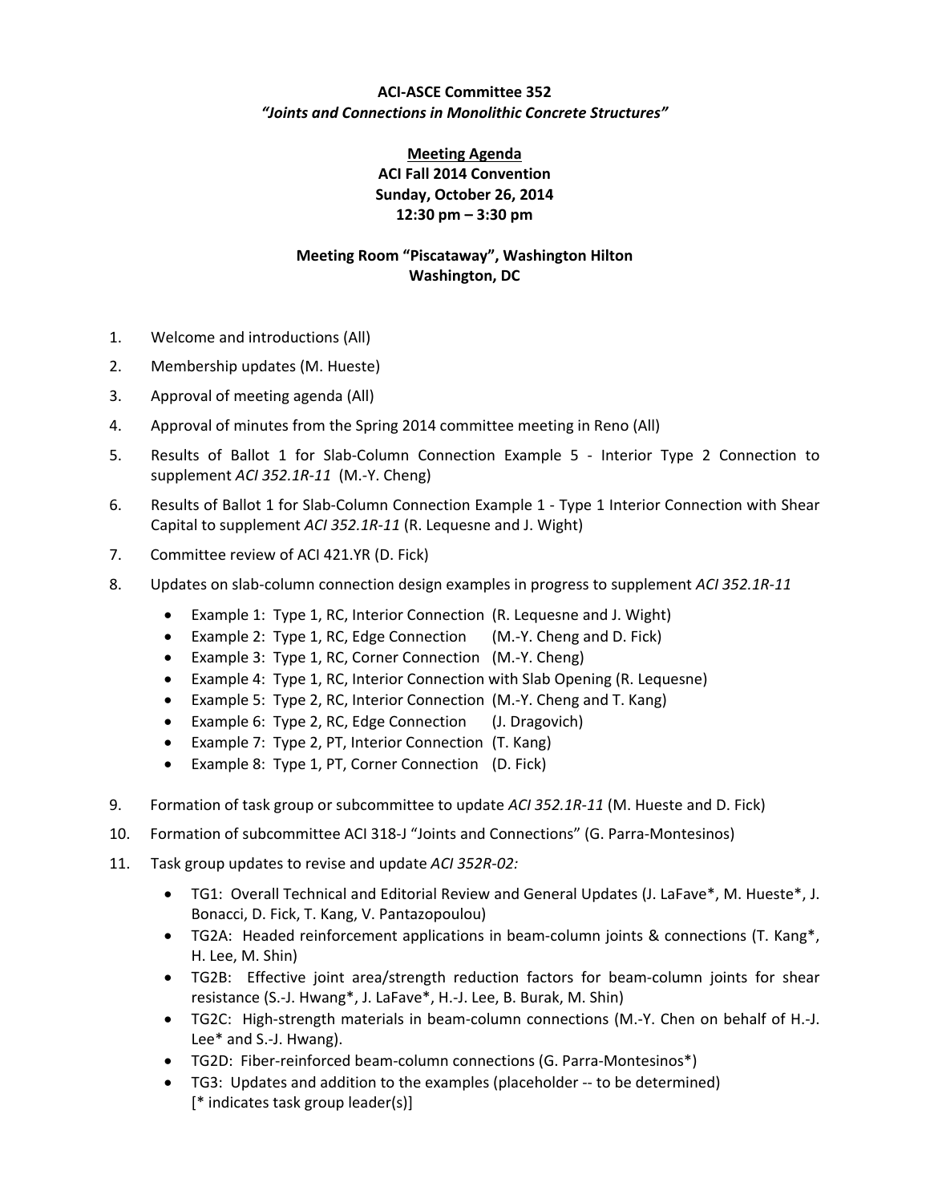**ACI-ASCE Committee 352**
***"Joints and Connections in Monolithic Concrete Structures"***

**<u>Meeting Agenda</u>**
**ACI Fall 2014 Convention**
**Sunday, October 26, 2014**
**12:30 pm – 3:30 pm**

**Meeting Room "Piscataway", Washington Hilton**
**Washington, DC**

1. Welcome and introductions (All)
2. Membership updates (M. Hueste)
3. Approval of meeting agenda (All)
4. Approval of minutes from the Spring 2014 committee meeting in Reno (All)
5. Results of Ballot 1 for Slab-Column Connection Example 5 - Interior Type 2 Connection to supplement *ACI 352.1R-11* (M.-Y. Cheng)
6. Results of Ballot 1 for Slab-Column Connection Example 1 - Type 1 Interior Connection with Shear Capital to supplement *ACI 352.1R-11* (R. Lequesne and J. Wight)
7. Committee review of ACI 421.YR (D. Fick)
8. Updates on slab-column connection design examples in progress to supplement *ACI 352.1R-11*
   - Example 1: Type 1, RC, Interior Connection (R. Lequesne and J. Wight)
   - Example 2: Type 1, RC, Edge Connection (M.-Y. Cheng and D. Fick)
   - Example 3: Type 1, RC, Corner Connection (M.-Y. Cheng)
   - Example 4: Type 1, RC, Interior Connection with Slab Opening (R. Lequesne)
   - Example 5: Type 2, RC, Interior Connection (M.-Y. Cheng and T. Kang)
   - Example 6: Type 2, RC, Edge Connection (J. Dragovich)
   - Example 7: Type 2, PT, Interior Connection (T. Kang)
   - Example 8: Type 1, PT, Corner Connection (D. Fick)
9. Formation of task group or subcommittee to update *ACI 352.1R-11* (M. Hueste and D. Fick)
10. Formation of subcommittee ACI 318-J "Joints and Connections" (G. Parra-Montesinos)
11. Task group updates to revise and update *ACI 352R-02:*
    - TG1: Overall Technical and Editorial Review and General Updates (J. LaFave*, M. Hueste*, J. Bonacci, D. Fick, T. Kang, V. Pantazopoulou)
    - TG2A: Headed reinforcement applications in beam-column joints & connections (T. Kang*, H. Lee, M. Shin)
    - TG2B: Effective joint area/strength reduction factors for beam-column joints for shear resistance (S.-J. Hwang*, J. LaFave*, H.-J. Lee, B. Burak, M. Shin)
    - TG2C: High-strength materials in beam-column connections (M.-Y. Chen on behalf of H.-J. Lee* and S.-J. Hwang).
    - TG2D: Fiber-reinforced beam-column connections (G. Parra-Montesinos*)
    - TG3: Updates and addition to the examples (placeholder -- to be determined)
      [* indicates task group leader(s)]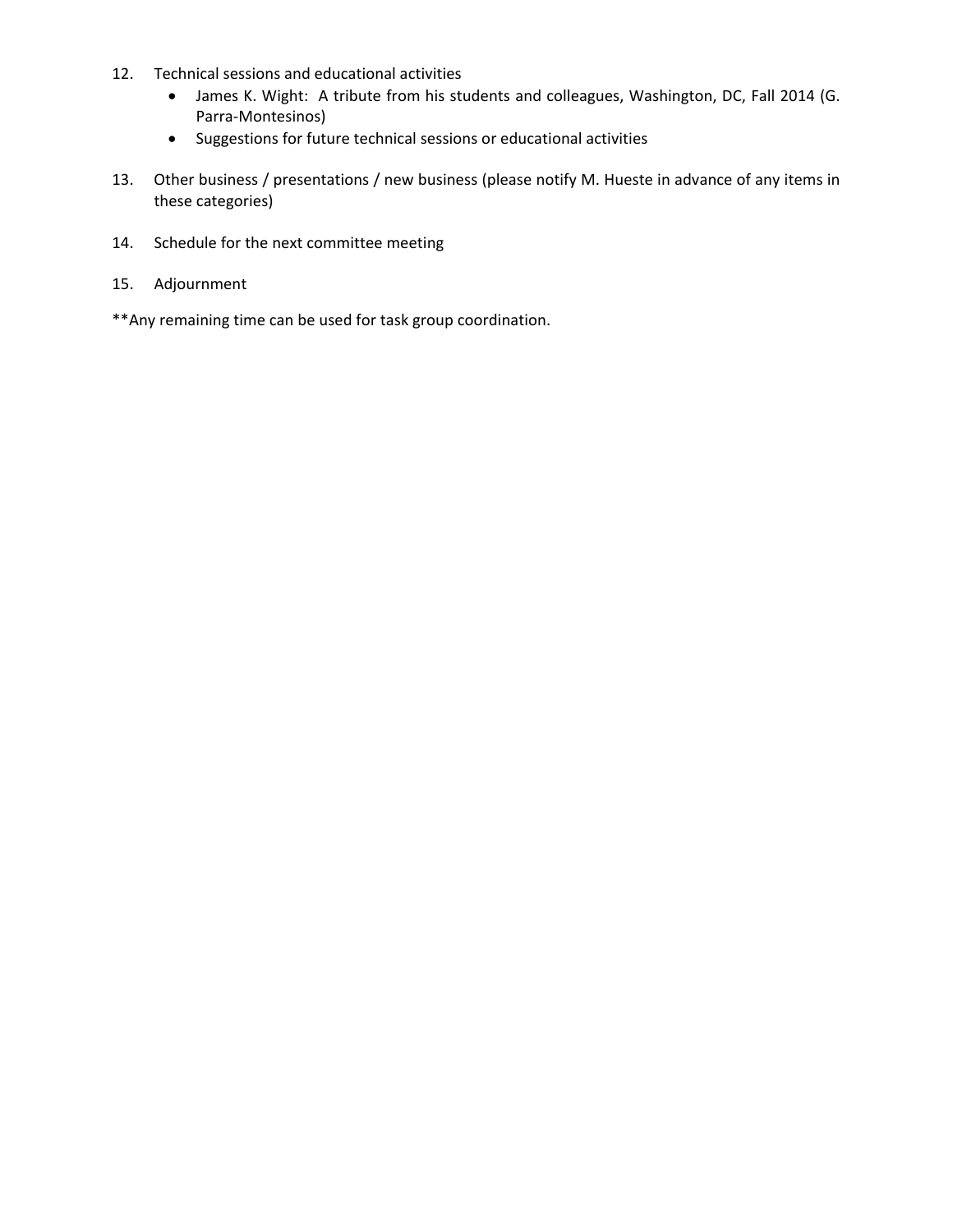12. Technical sessions and educational activities
    - James K. Wight: A tribute from his students and colleagues, Washington, DC, Fall 2014 (G. Parra-Montesinos)
    - Suggestions for future technical sessions or educational activities

13. Other business / presentations / new business (please notify M. Hueste in advance of any items in these categories)

14. Schedule for the next committee meeting

15. Adjournment

**Any remaining time can be used for task group coordination.